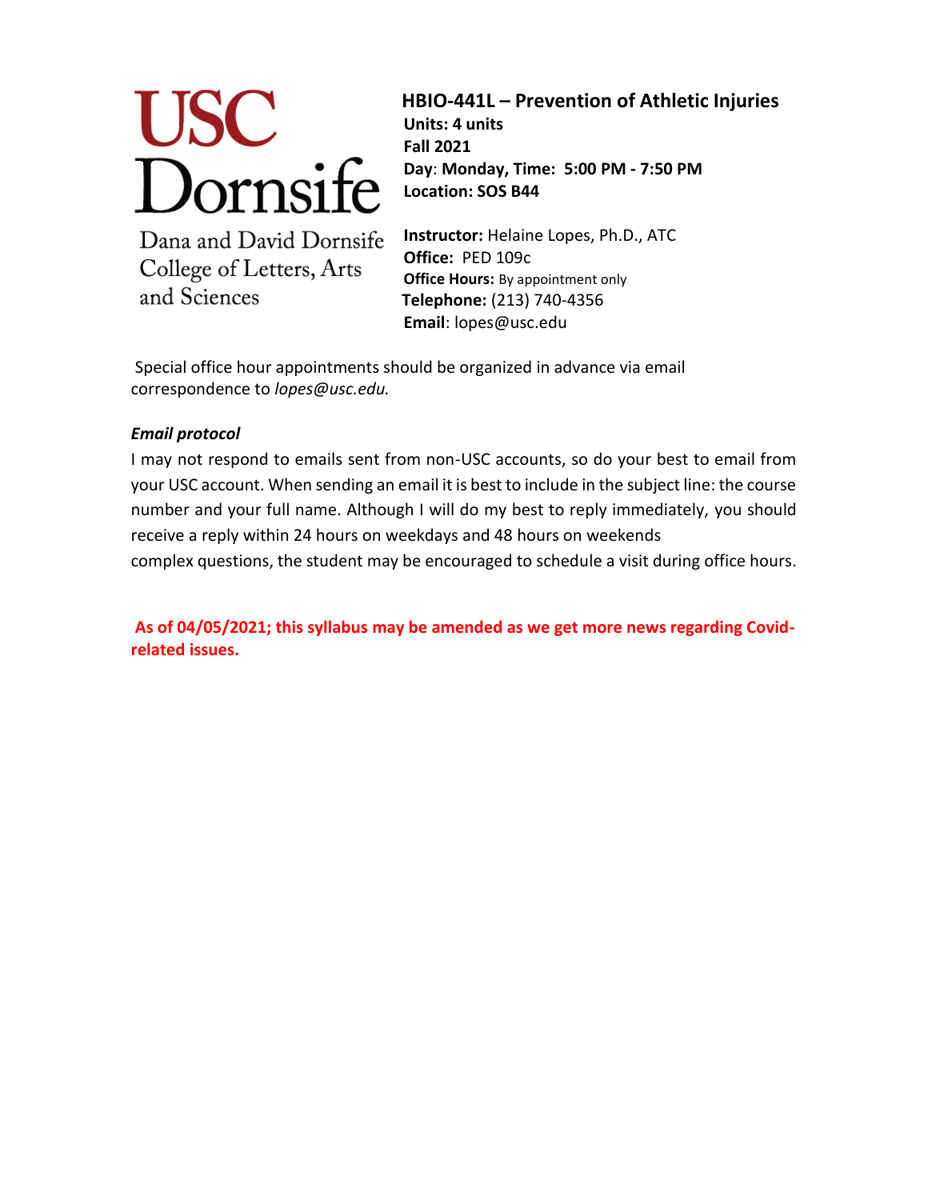USC Dornsife

Dana and David Dornsife College of Letters, Arts and Sciences

# HBIO-441L – Prevention of Athletic Injuries

**Units: 4 units**
**Fall 2021**
**Day**: **Monday, Time: 5:00 PM - 7:50 PM**
**Location: SOS B44**

**Instructor:** Helaine Lopes, Ph.D., ATC
**Office:** PED 109c
**Office Hours:** By appointment only
**Telephone:** (213) 740-4356
**Email**: lopes@usc.edu

Special office hour appointments should be organized in advance via email correspondence to *lopes@usc.edu.*

***Email protocol***

I may not respond to emails sent from non-USC accounts, so do your best to email from your USC account. When sending an email it is best to include in the subject line: the course number and your full name. Although I will do my best to reply immediately, you should receive a reply within 24 hours on weekdays and 48 hours on weekends
complex questions, the student may be encouraged to schedule a visit during office hours.

**As of 04/05/2021; this syllabus may be amended as we get more news regarding Covid-related issues.**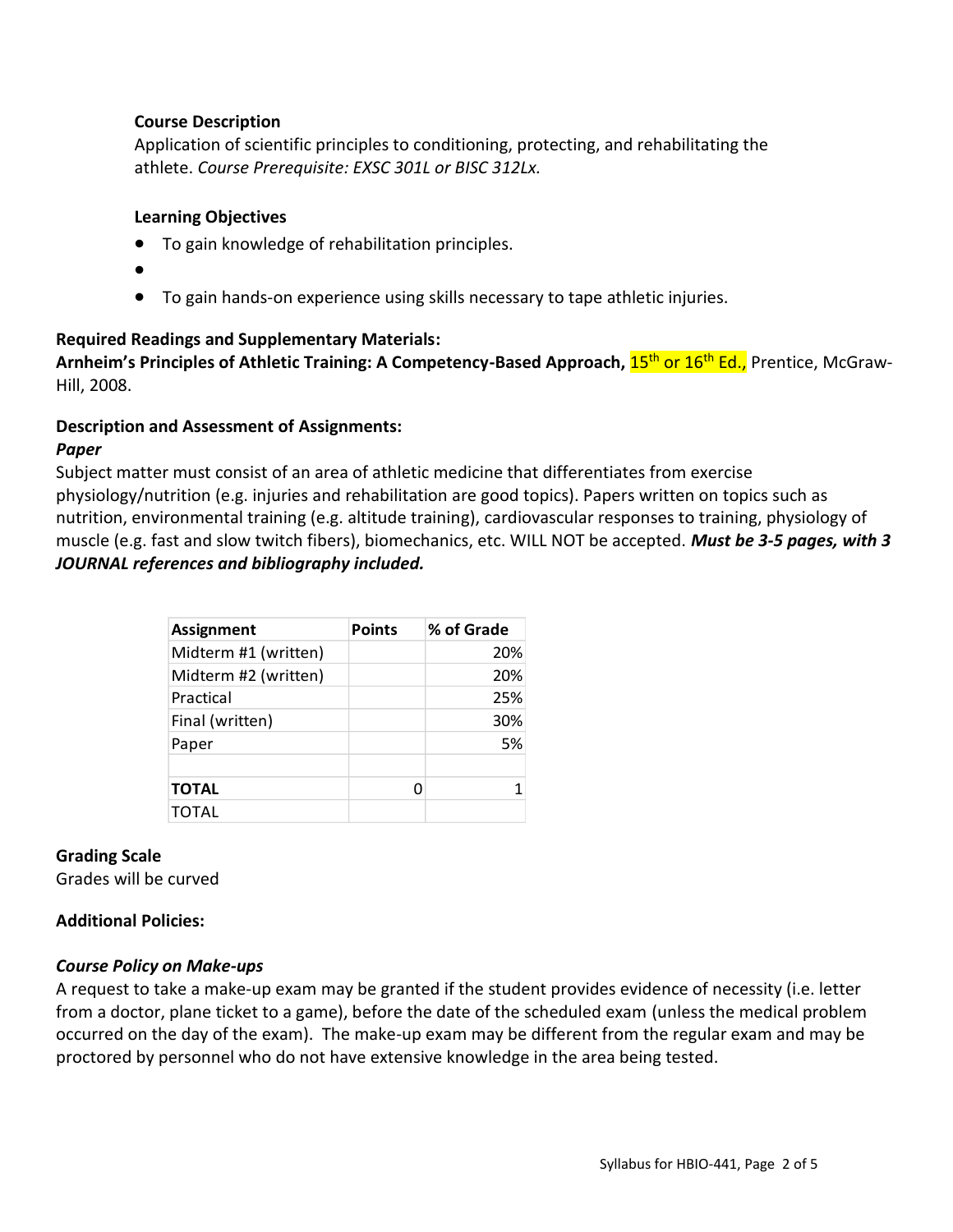**Course Description**

Application of scientific principles to conditioning, protecting, and rehabilitating the athlete. *Course Prerequisite: EXSC 301L or BISC 312Lx.*

**Learning Objectives**

- To gain knowledge of rehabilitation principles.
- 
- To gain hands-on experience using skills necessary to tape athletic injuries.

**Required Readings and Supplementary Materials:**

**Arnheim's Principles of Athletic Training: A Competency-Based Approach,** 15th or 16th Ed., Prentice, McGraw-Hill, 2008.

**Description and Assessment of Assignments:**

***Paper***

Subject matter must consist of an area of athletic medicine that differentiates from exercise physiology/nutrition (e.g. injuries and rehabilitation are good topics). Papers written on topics such as nutrition, environmental training (e.g. altitude training), cardiovascular responses to training, physiology of muscle (e.g. fast and slow twitch fibers), biomechanics, etc. WILL NOT be accepted. ***Must be 3-5 pages, with 3 JOURNAL references and bibliography included.***

| Assignment | Points | % of Grade |
|---|---|---|
| Midterm #1 (written) | | 20% |
| Midterm #2 (written) | | 20% |
| Practical | | 25% |
| Final (written) | | 30% |
| Paper | | 5% |
| | | |
| **TOTAL** | 0 | 1 |
| TOTAL | | |

**Grading Scale**

Grades will be curved

**Additional Policies:**

***Course Policy on Make-ups***

A request to take a make-up exam may be granted if the student provides evidence of necessity (i.e. letter from a doctor, plane ticket to a game), before the date of the scheduled exam (unless the medical problem occurred on the day of the exam). The make-up exam may be different from the regular exam and may be proctored by personnel who do not have extensive knowledge in the area being tested.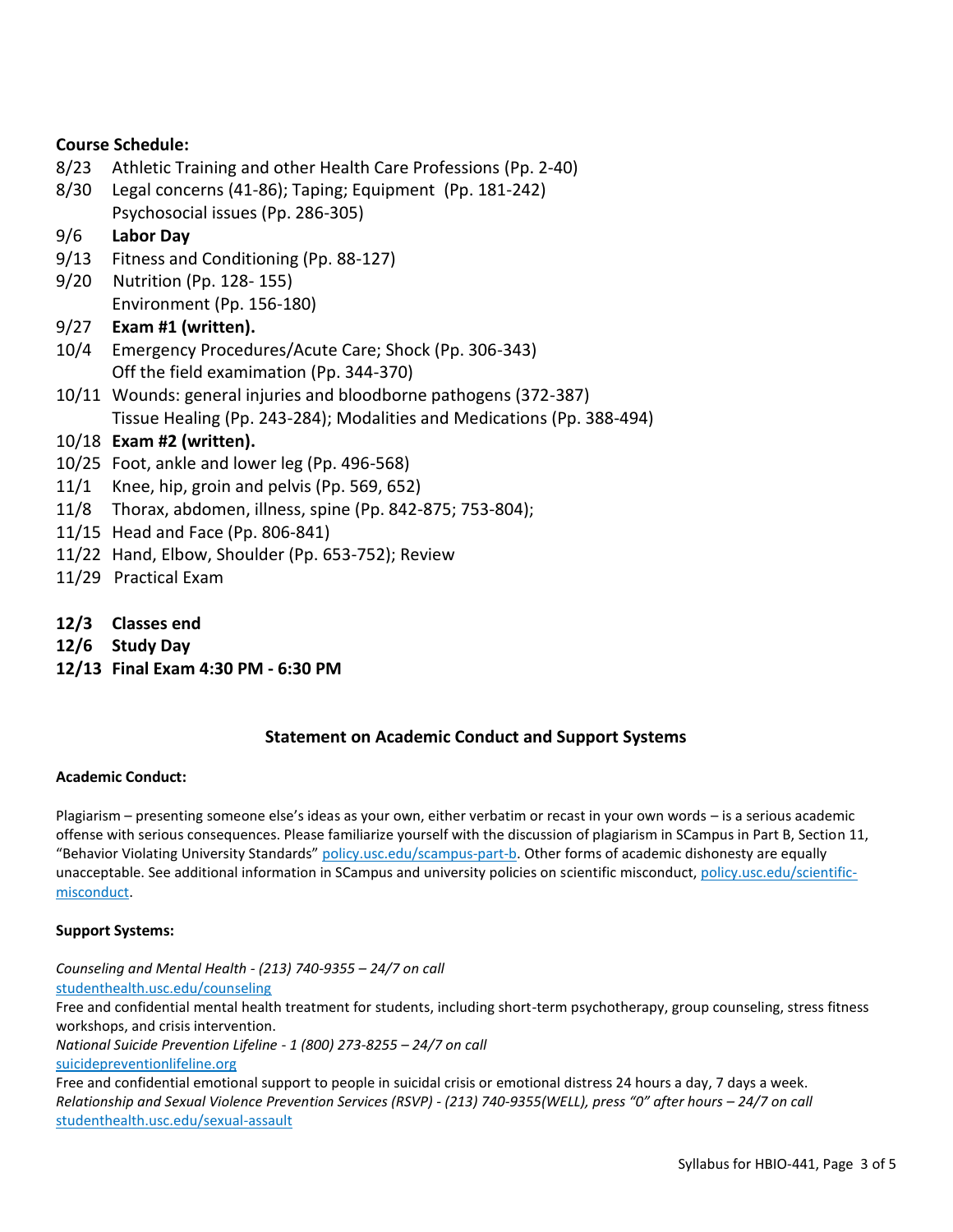**Course Schedule:**

8/23 Athletic Training and other Health Care Professions (Pp. 2-40)
8/30 Legal concerns (41-86); Taping; Equipment (Pp. 181-242)
Psychosocial issues (Pp. 286-305)
9/6 **Labor Day**
9/13 Fitness and Conditioning (Pp. 88-127)
9/20 Nutrition (Pp. 128- 155)
Environment (Pp. 156-180)
9/27 **Exam #1 (written).**
10/4 Emergency Procedures/Acute Care; Shock (Pp. 306-343)
Off the field examination (Pp. 344-370)
10/11 Wounds: general injuries and bloodborne pathogens (372-387)
Tissue Healing (Pp. 243-284); Modalities and Medications (Pp. 388-494)
10/18 **Exam #2 (written).**
10/25 Foot, ankle and lower leg (Pp. 496-568)
11/1 Knee, hip, groin and pelvis (Pp. 569, 652)
11/8 Thorax, abdomen, illness, spine (Pp. 842-875; 753-804);
11/15 Head and Face (Pp. 806-841)
11/22 Hand, Elbow, Shoulder (Pp. 653-752); Review
11/29 Practical Exam

**12/3 Classes end**
**12/6 Study Day**
**12/13 Final Exam 4:30 PM - 6:30 PM**

## Statement on Academic Conduct and Support Systems

**Academic Conduct:**

Plagiarism – presenting someone else's ideas as your own, either verbatim or recast in your own words – is a serious academic offense with serious consequences. Please familiarize yourself with the discussion of plagiarism in SCampus in Part B, Section 11, "Behavior Violating University Standards" policy.usc.edu/scampus-part-b. Other forms of academic dishonesty are equally unacceptable. See additional information in SCampus and university policies on scientific misconduct, policy.usc.edu/scientific-misconduct.

**Support Systems:**

*Counseling and Mental Health - (213) 740-9355 – 24/7 on call*
studenthealth.usc.edu/counseling
Free and confidential mental health treatment for students, including short-term psychotherapy, group counseling, stress fitness workshops, and crisis intervention.
*National Suicide Prevention Lifeline - 1 (800) 273-8255 – 24/7 on call*
suicidepreventionlifeline.org
Free and confidential emotional support to people in suicidal crisis or emotional distress 24 hours a day, 7 days a week.
*Relationship and Sexual Violence Prevention Services (RSVP) - (213) 740-9355(WELL), press "0" after hours – 24/7 on call*
studenthealth.usc.edu/sexual-assault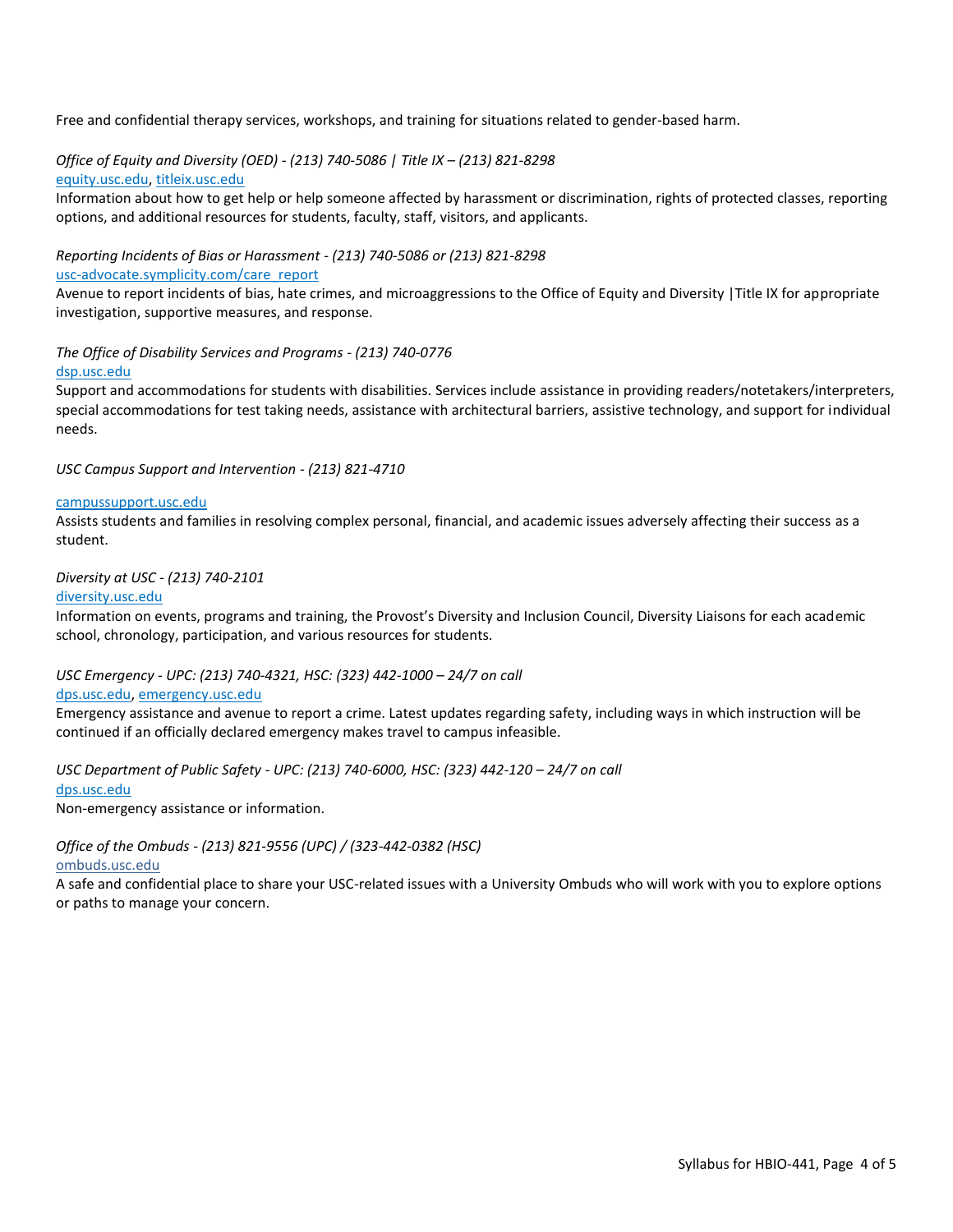Free and confidential therapy services, workshops, and training for situations related to gender-based harm.

*Office of Equity and Diversity (OED) - (213) 740-5086 | Title IX – (213) 821-8298*
equity.usc.edu, titleix.usc.edu
Information about how to get help or help someone affected by harassment or discrimination, rights of protected classes, reporting options, and additional resources for students, faculty, staff, visitors, and applicants.

*Reporting Incidents of Bias or Harassment - (213) 740-5086 or (213) 821-8298*
usc-advocate.symplicity.com/care_report
Avenue to report incidents of bias, hate crimes, and microaggressions to the Office of Equity and Diversity |Title IX for appropriate investigation, supportive measures, and response.

*The Office of Disability Services and Programs - (213) 740-0776*
dsp.usc.edu
Support and accommodations for students with disabilities. Services include assistance in providing readers/notetakers/interpreters, special accommodations for test taking needs, assistance with architectural barriers, assistive technology, and support for individual needs.

*USC Campus Support and Intervention - (213) 821-4710*

campussupport.usc.edu
Assists students and families in resolving complex personal, financial, and academic issues adversely affecting their success as a student.

*Diversity at USC - (213) 740-2101*
diversity.usc.edu
Information on events, programs and training, the Provost's Diversity and Inclusion Council, Diversity Liaisons for each academic school, chronology, participation, and various resources for students.

*USC Emergency - UPC: (213) 740-4321, HSC: (323) 442-1000 – 24/7 on call*
dps.usc.edu, emergency.usc.edu
Emergency assistance and avenue to report a crime. Latest updates regarding safety, including ways in which instruction will be continued if an officially declared emergency makes travel to campus infeasible.

*USC Department of Public Safety - UPC: (213) 740-6000, HSC: (323) 442-120 – 24/7 on call*
dps.usc.edu
Non-emergency assistance or information.

*Office of the Ombuds - (213) 821-9556 (UPC) / (323-442-0382 (HSC)*
ombuds.usc.edu
A safe and confidential place to share your USC-related issues with a University Ombuds who will work with you to explore options or paths to manage your concern.